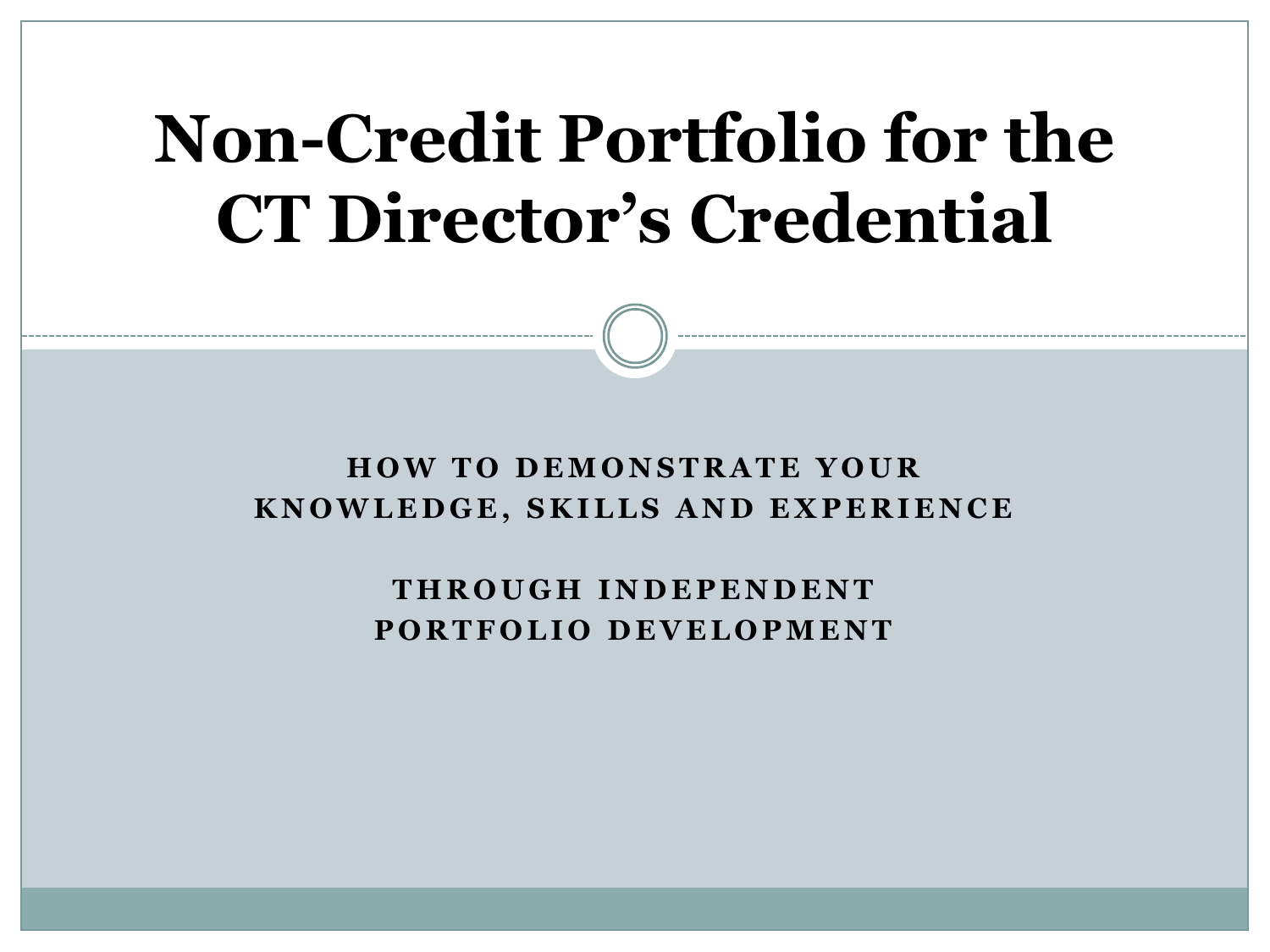# Non-Credit Portfolio for the CT Director's Credential

**HOW TO DEMONSTRATE YOUR KNOWLEDGE, SKILLS AND EXPERIENCE**

**THROUGH INDEPENDENT PORTFOLIO DEVELOPMENT**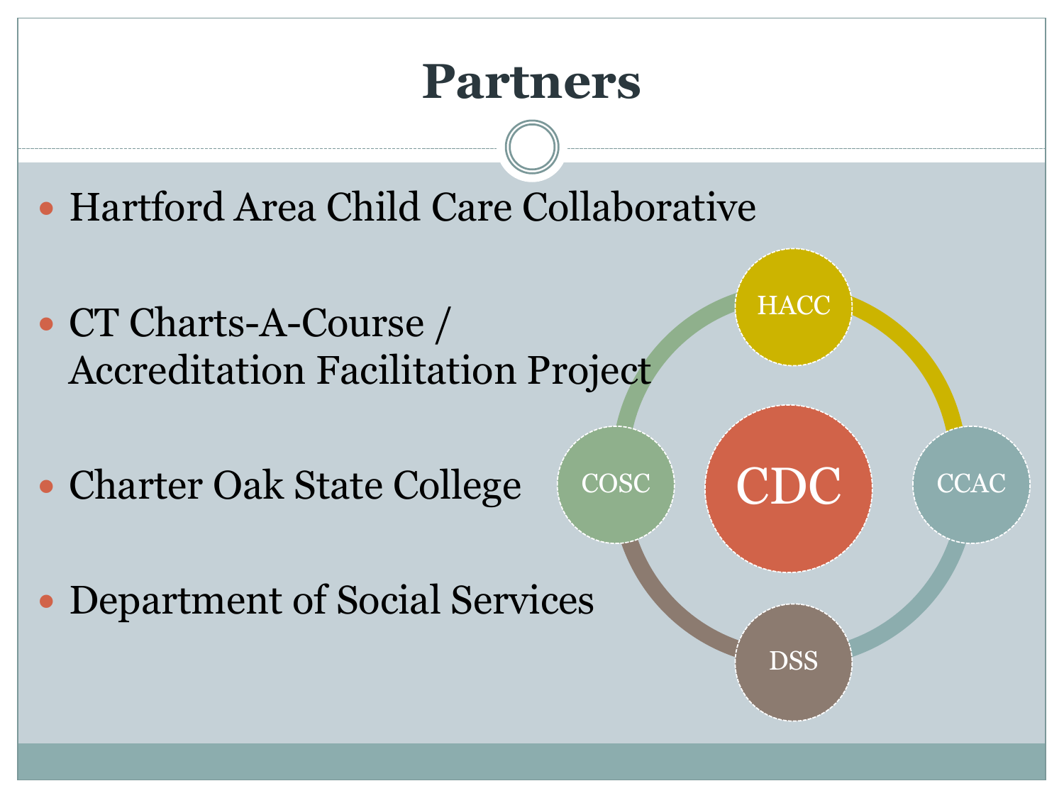# Partners

- Hartford Area Child Care Collaborative
- CT Charts-A-Course / Accreditation Facilitation Project
- Charter Oak State College
- Department of Social Services

HACC

COSC

CDC

CCAC

DSS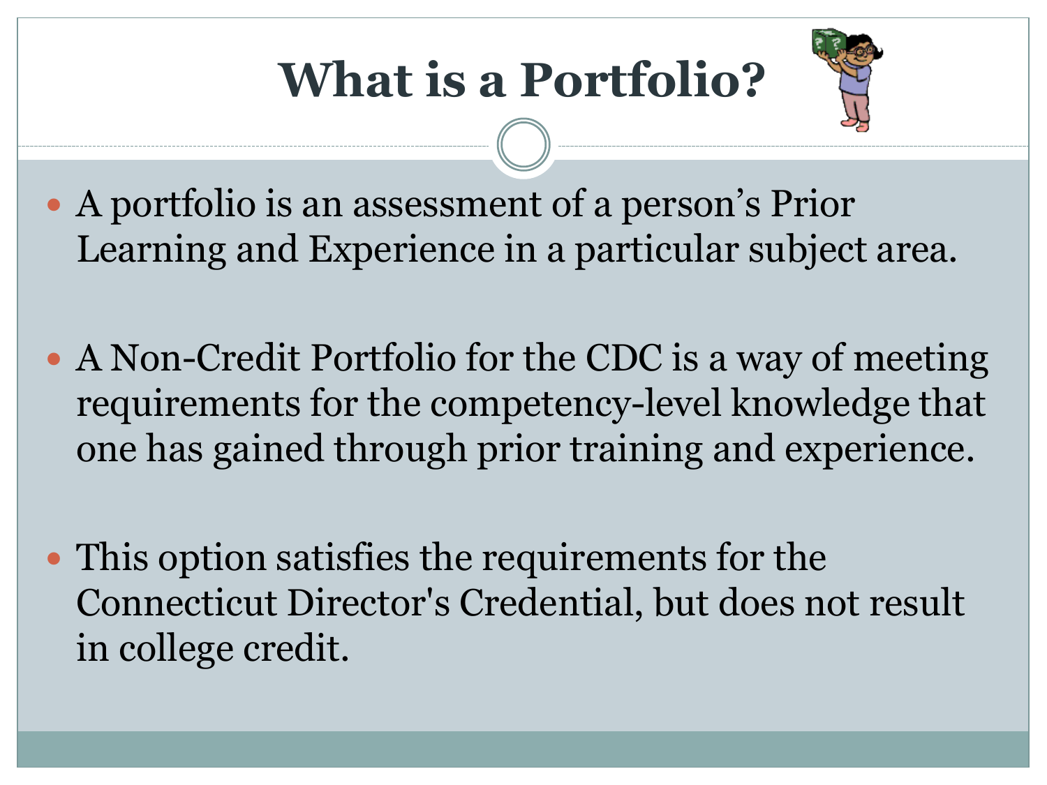# What is a Portfolio?

- A portfolio is an assessment of a person’s Prior Learning and Experience in a particular subject area.

- A Non-Credit Portfolio for the CDC is a way of meeting requirements for the competency-level knowledge that one has gained through prior training and experience.

- This option satisfies the requirements for the Connecticut Director's Credential, but does not result in college credit.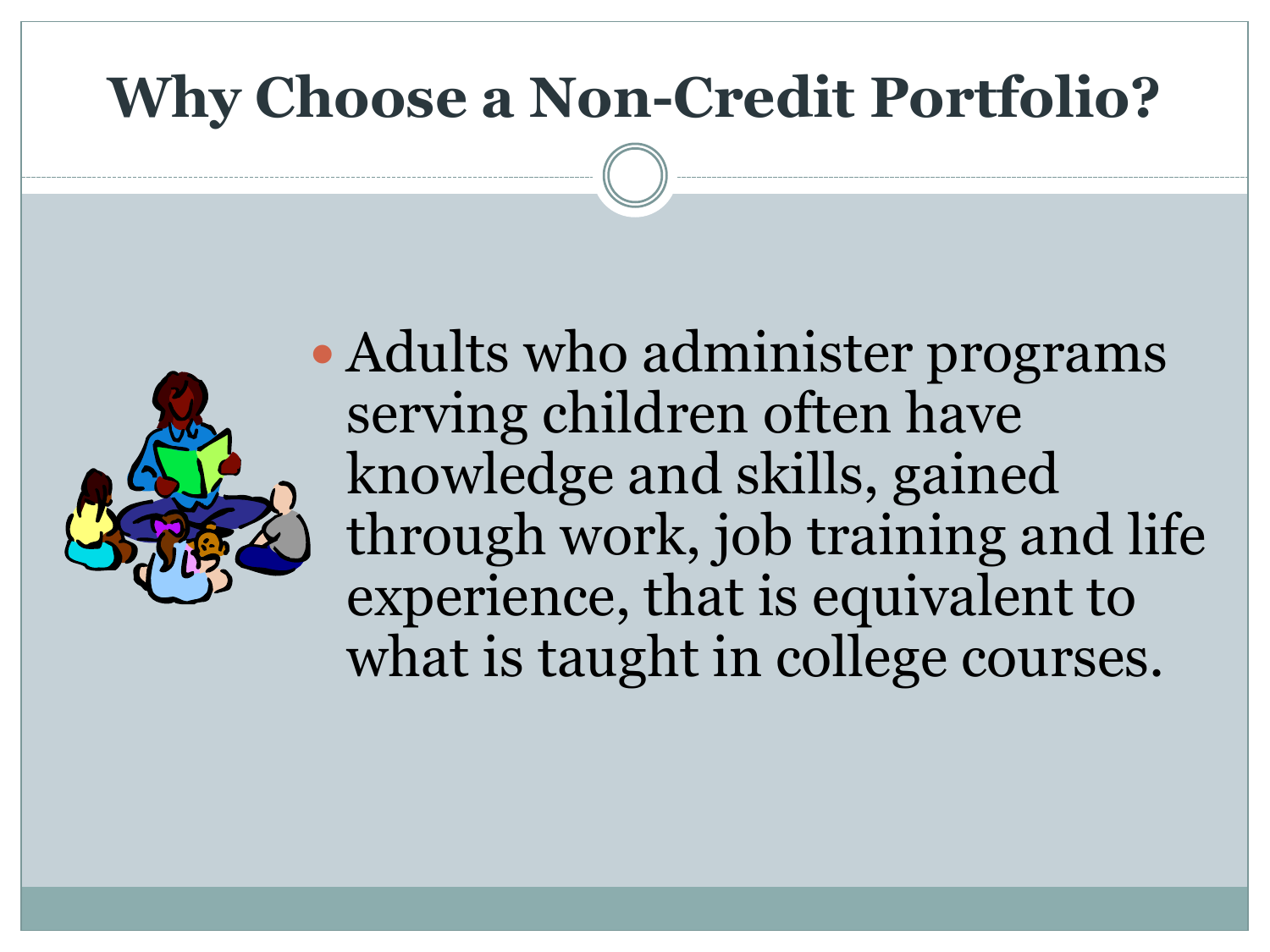# Why Choose a Non-Credit Portfolio?

- Adults who administer programs serving children often have knowledge and skills, gained through work, job training and life experience, that is equivalent to what is taught in college courses.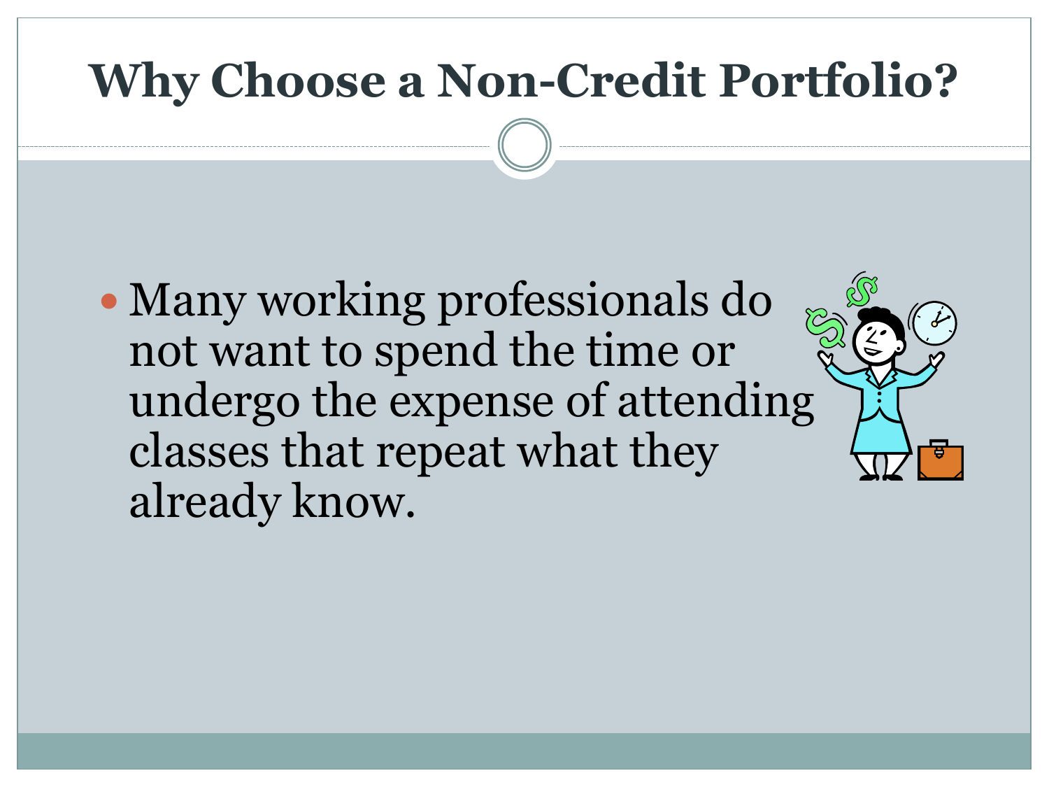# Why Choose a Non-Credit Portfolio?

- Many working professionals do not want to spend the time or undergo the expense of attending classes that repeat what they already know.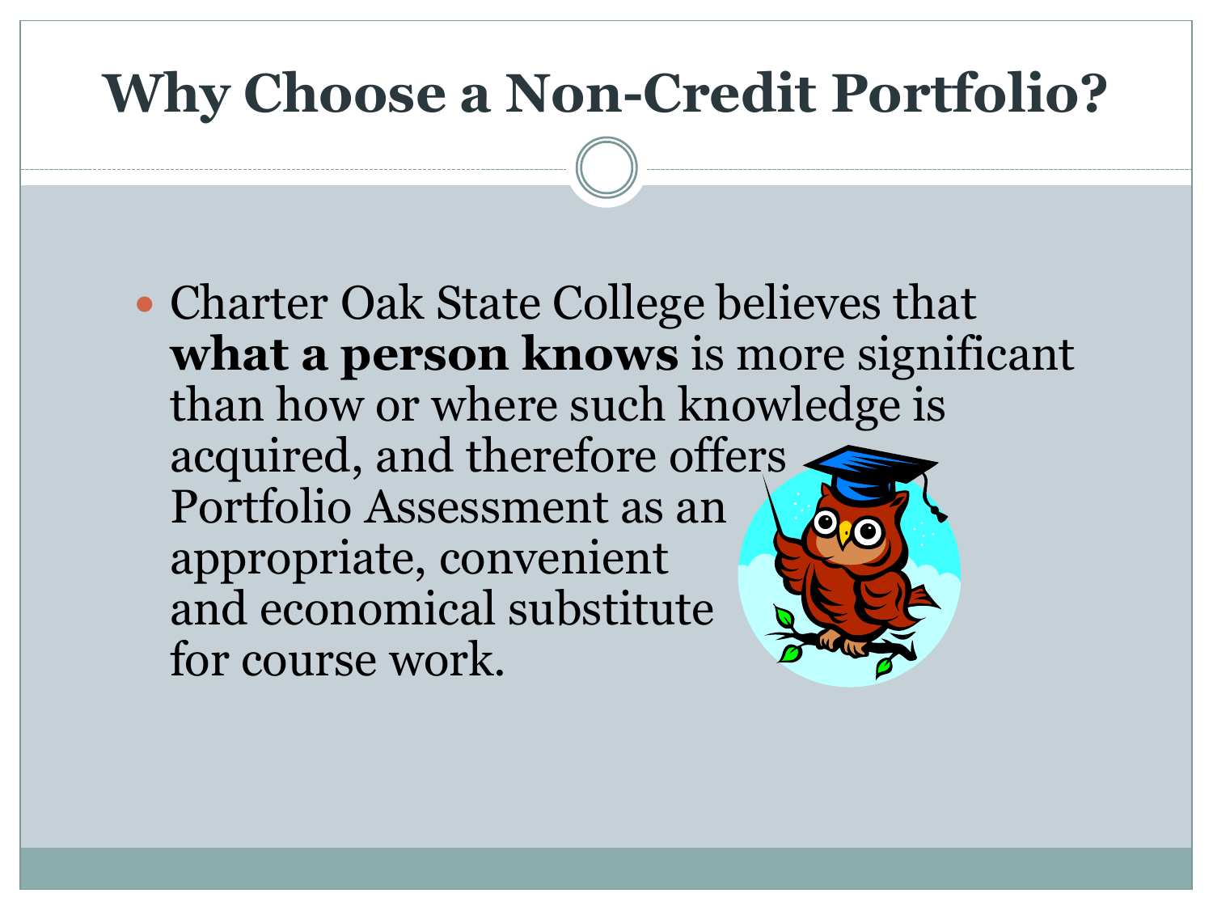# Why Choose a Non-Credit Portfolio?

- Charter Oak State College believes that **what a person knows** is more significant than how or where such knowledge is acquired, and therefore offers Portfolio Assessment as an appropriate, convenient and economical substitute for course work.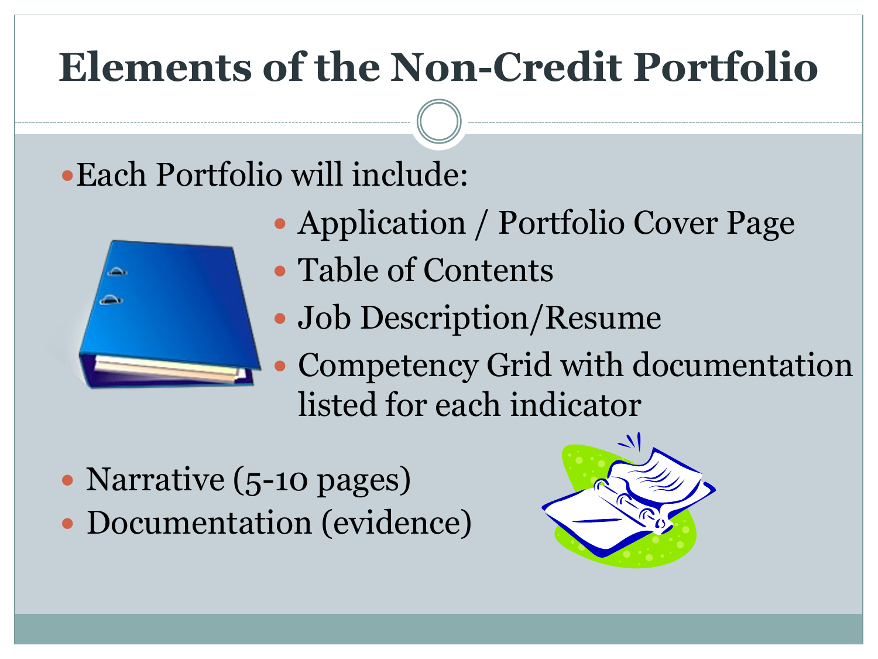# Elements of the Non-Credit Portfolio

- Each Portfolio will include:
  - Application / Portfolio Cover Page
  - Table of Contents
  - Job Description/Resume
  - Competency Grid with documentation listed for each indicator
- Narrative (5-10 pages)
- Documentation (evidence)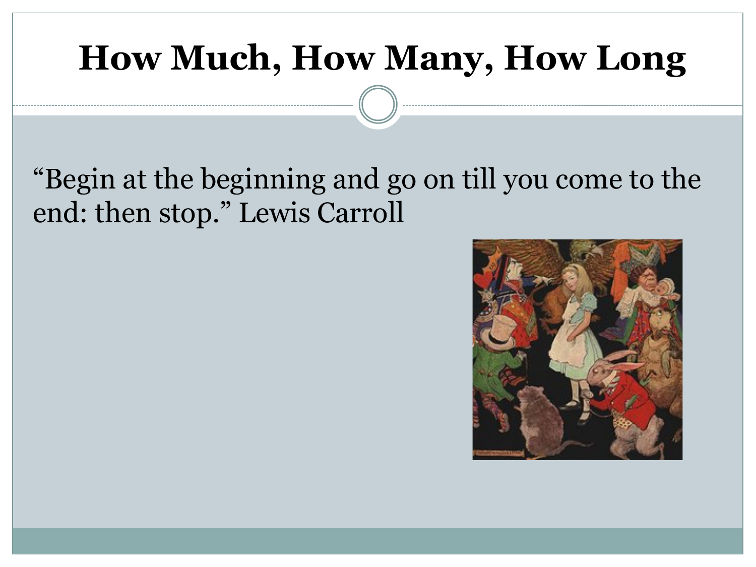# How Much, How Many, How Long

"Begin at the beginning and go on till you come to the end: then stop." Lewis Carroll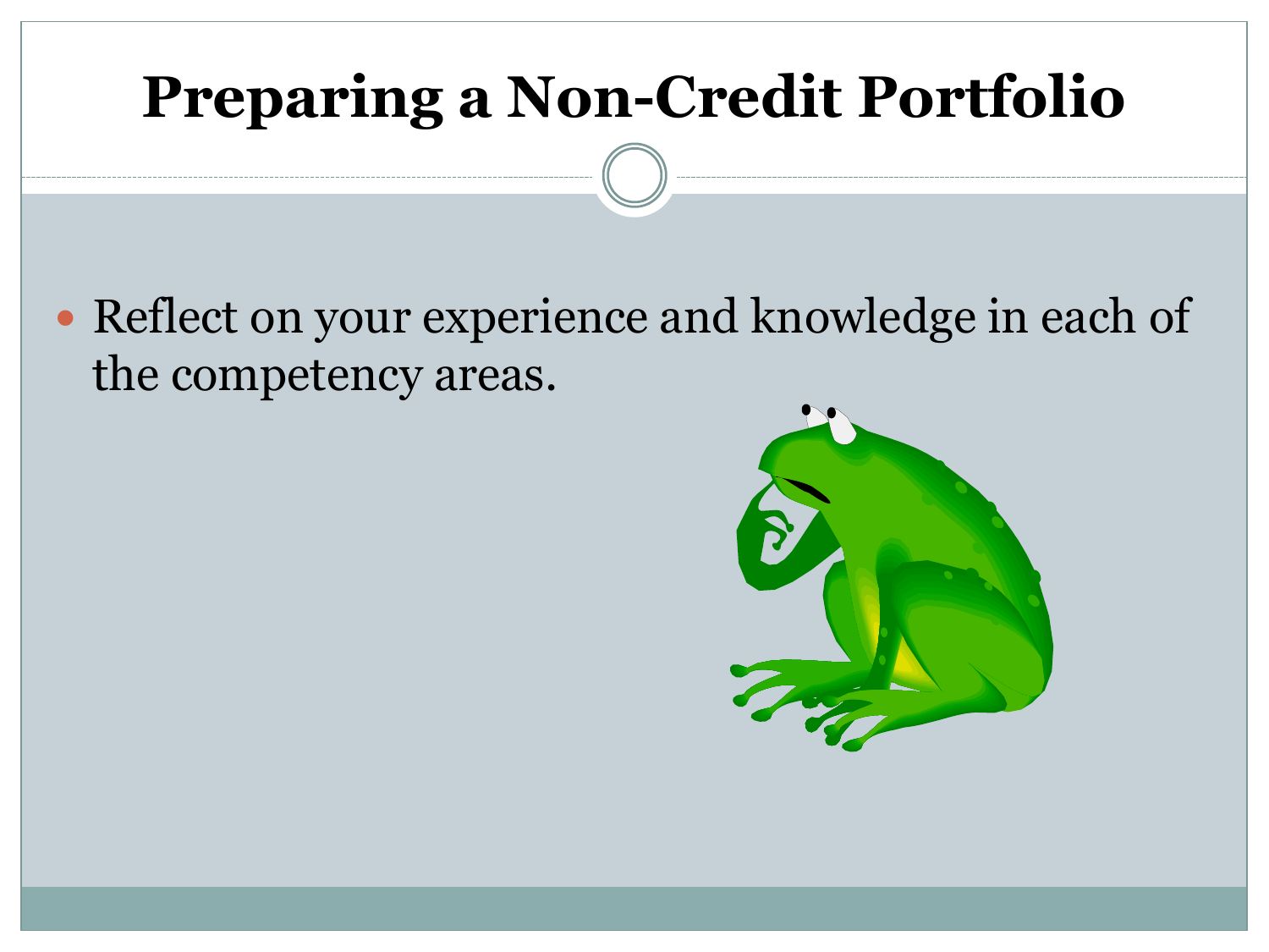# Preparing a Non-Credit Portfolio

- Reflect on your experience and knowledge in each of the competency areas.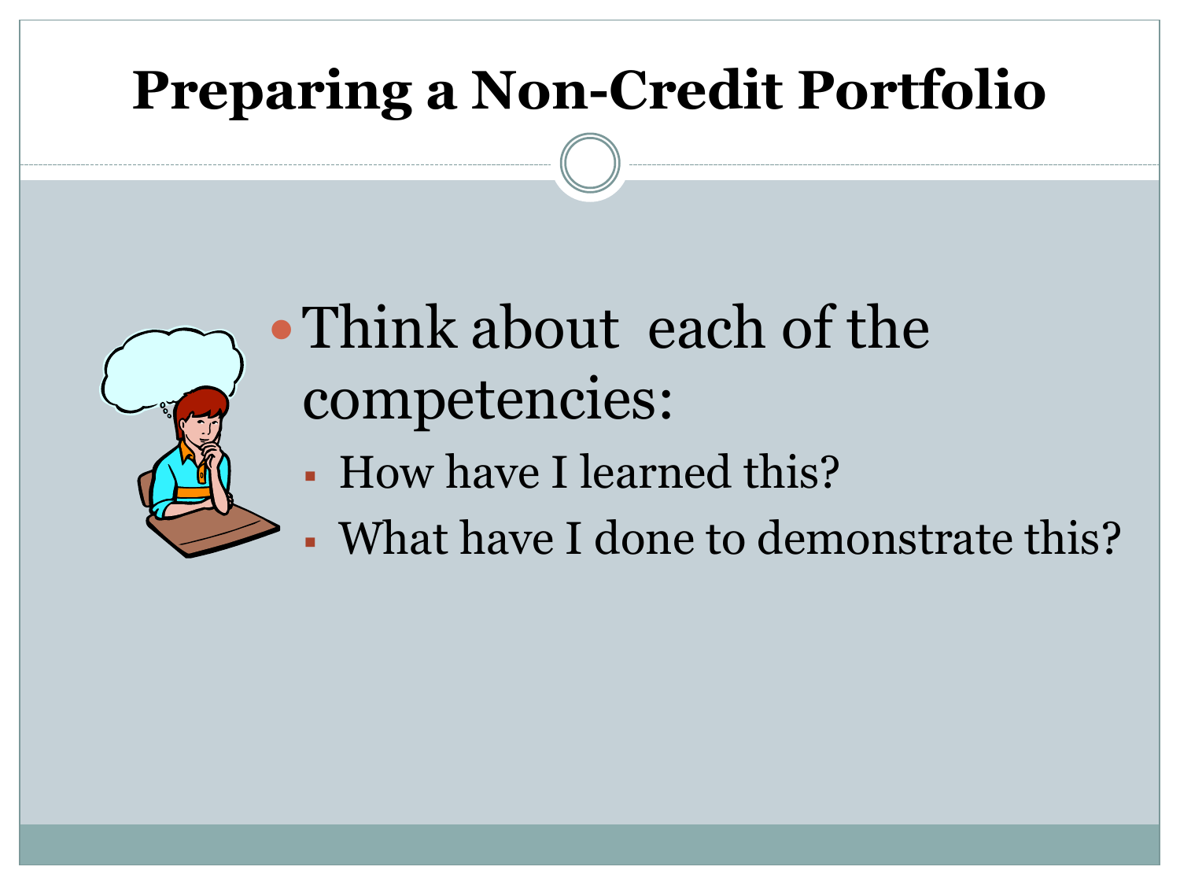# Preparing a Non-Credit Portfolio

- Think about each of the competencies:
  - How have I learned this?
  - What have I done to demonstrate this?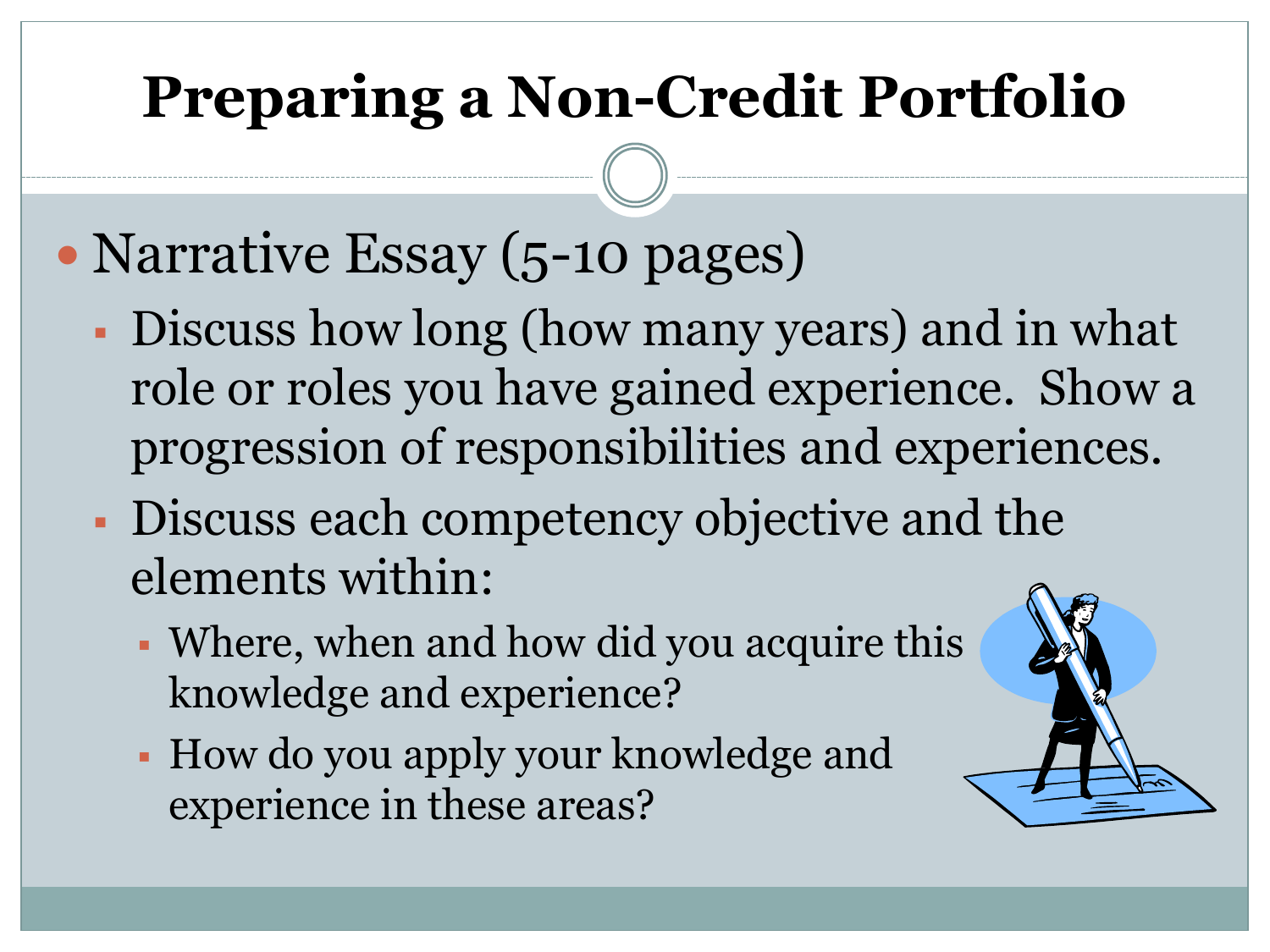# Preparing a Non-Credit Portfolio

- Narrative Essay (5-10 pages)
  - Discuss how long (how many years) and in what role or roles you have gained experience. Show a progression of responsibilities and experiences.
  - Discuss each competency objective and the elements within:
    - Where, when and how did you acquire this knowledge and experience?
    - How do you apply your knowledge and experience in these areas?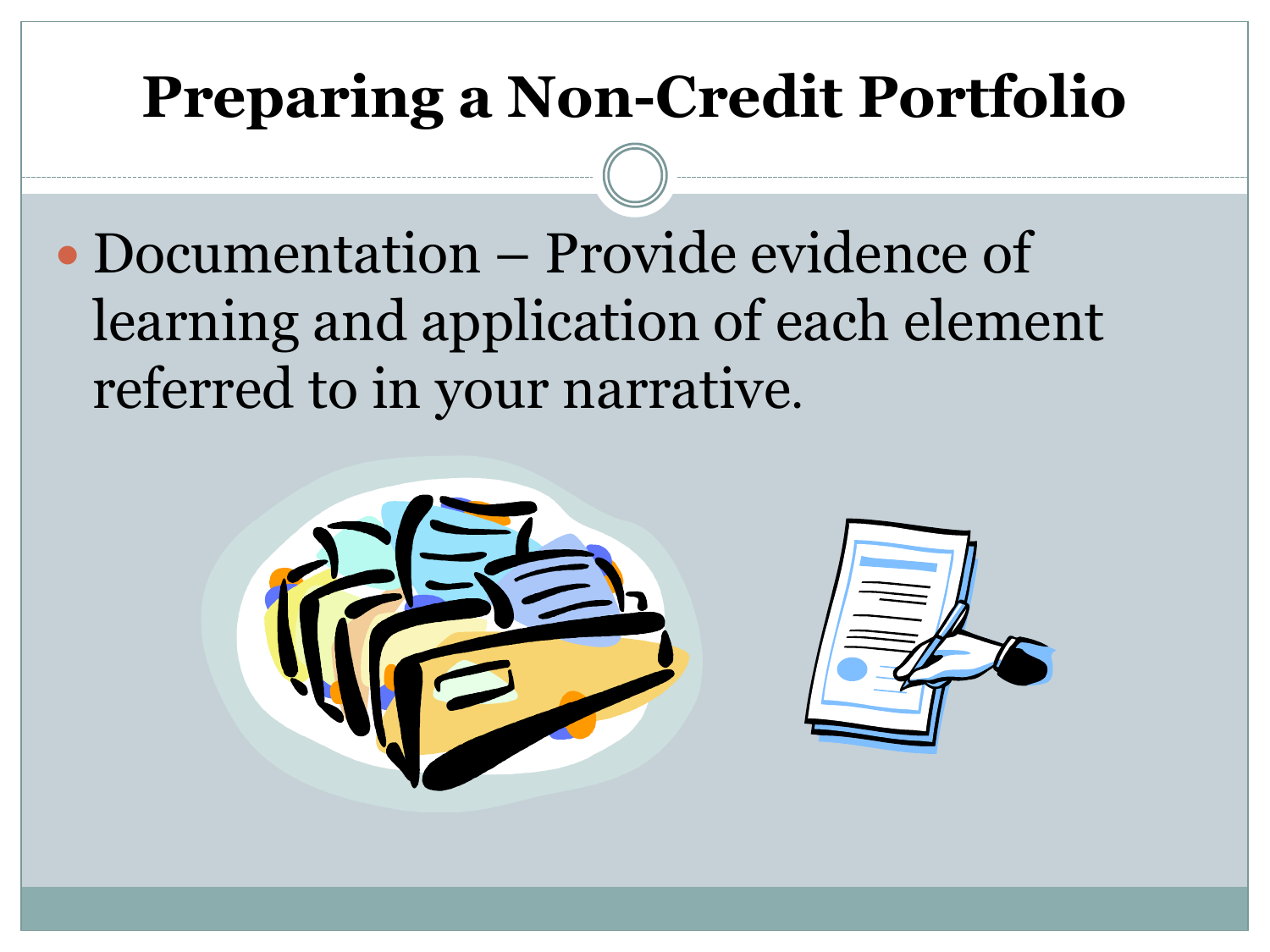# Preparing a Non-Credit Portfolio

- Documentation – Provide evidence of learning and application of each element referred to in your narrative.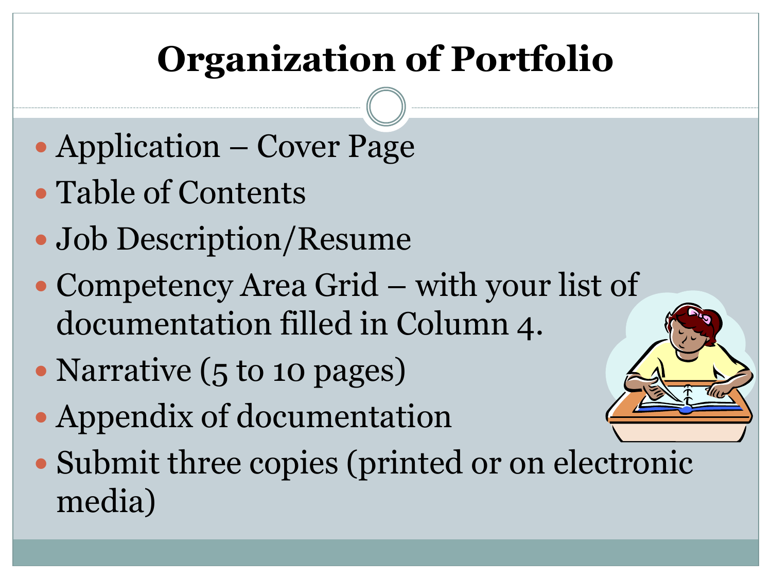# Organization of Portfolio

- Application – Cover Page
- Table of Contents
- Job Description/Resume
- Competency Area Grid – with your list of documentation filled in Column 4.
- Narrative (5 to 10 pages)
- Appendix of documentation
- Submit three copies (printed or on electronic media)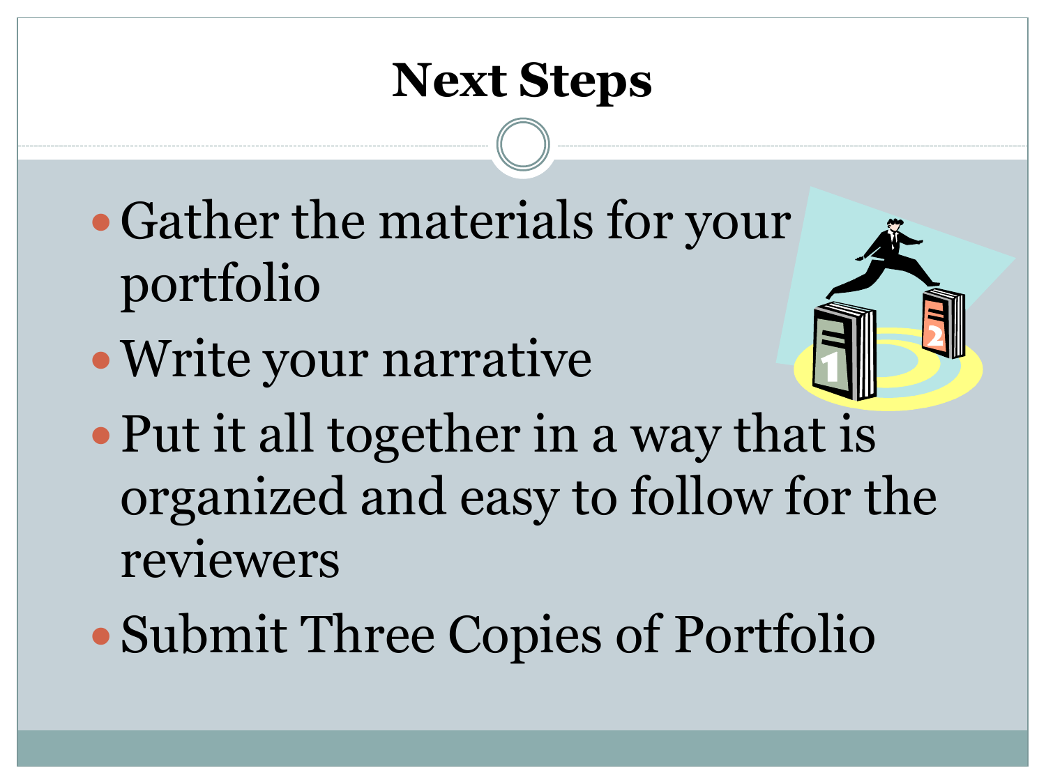# Next Steps

- Gather the materials for your portfolio
- Write your narrative
- Put it all together in a way that is organized and easy to follow for the reviewers
- Submit Three Copies of Portfolio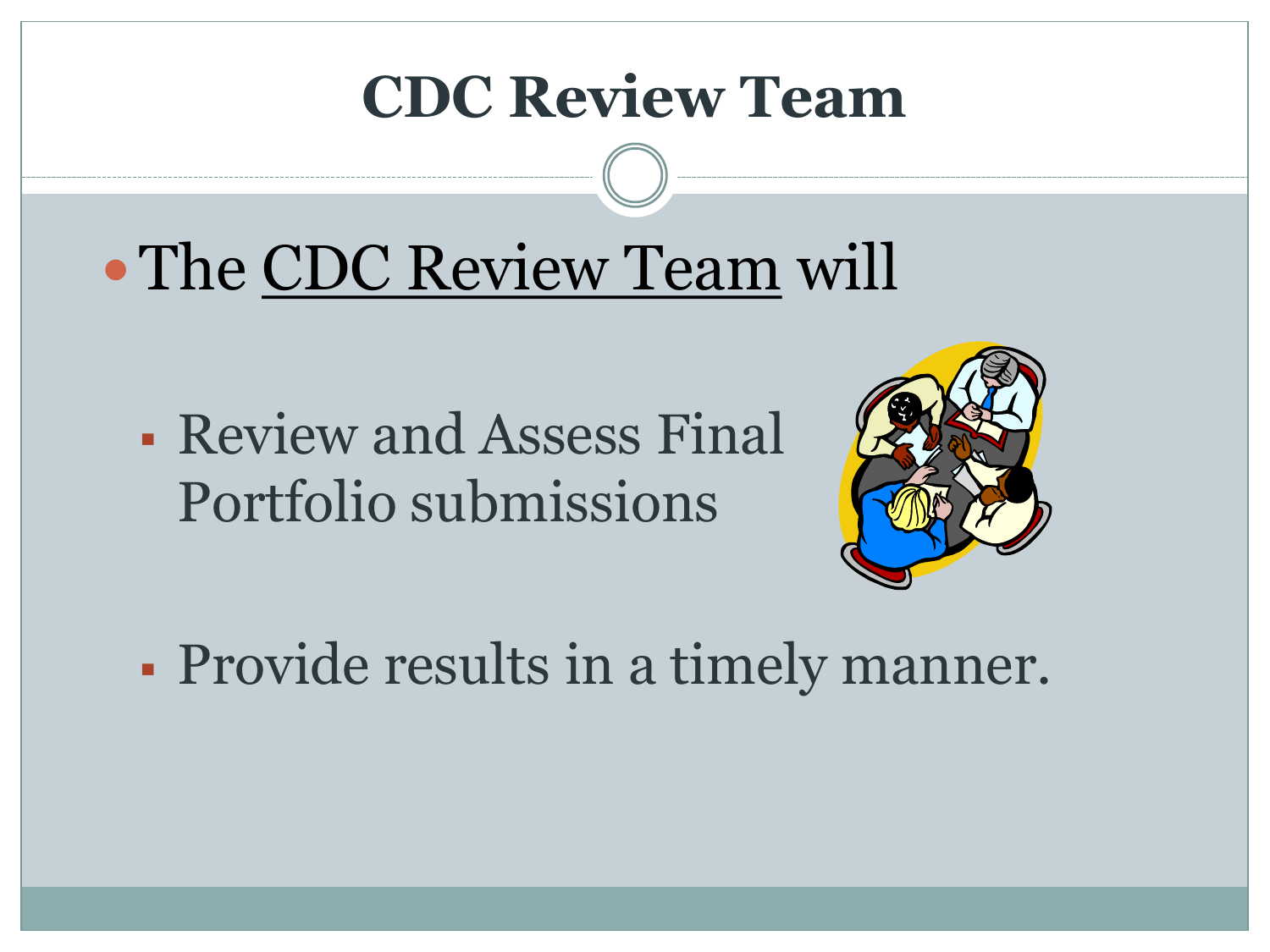# CDC Review Team

- The <u>CDC Review Team</u> will
  - Review and Assess Final Portfolio submissions
  - Provide results in a timely manner.